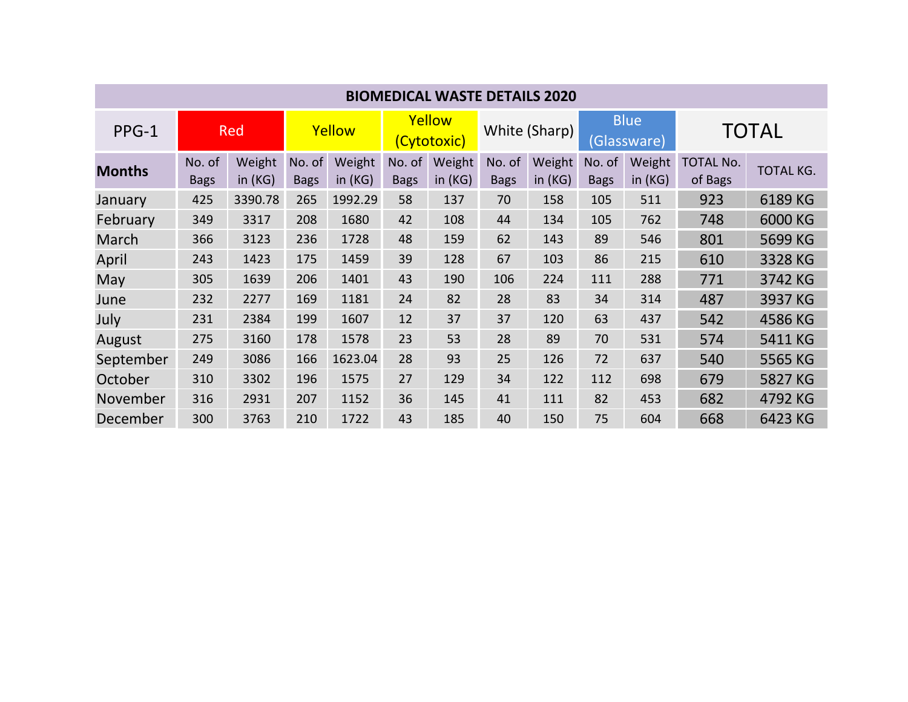| BIOMEDICAL WASTE DETAILS 2020 | | | | | | | | | | | | |
|---|---|---|---|---|---|---|---|---|---|---|---|---|
| PPG-1 | Red | | Yellow | | Yellow (Cytotoxic) | | White (Sharp) | | Blue (Glassware) | | TOTAL | |
| **Months** | No. of Bags | Weight in (KG) | No. of Bags | Weight in (KG) | No. of Bags | Weight in (KG) | No. of Bags | Weight in (KG) | No. of Bags | Weight in (KG) | TOTAL No. of Bags | TOTAL KG. |
| January | 425 | 3390.78 | 265 | 1992.29 | 58 | 137 | 70 | 158 | 105 | 511 | 923 | 6189 KG |
| February | 349 | 3317 | 208 | 1680 | 42 | 108 | 44 | 134 | 105 | 762 | 748 | 6000 KG |
| March | 366 | 3123 | 236 | 1728 | 48 | 159 | 62 | 143 | 89 | 546 | 801 | 5699 KG |
| April | 243 | 1423 | 175 | 1459 | 39 | 128 | 67 | 103 | 86 | 215 | 610 | 3328 KG |
| May | 305 | 1639 | 206 | 1401 | 43 | 190 | 106 | 224 | 111 | 288 | 771 | 3742 KG |
| June | 232 | 2277 | 169 | 1181 | 24 | 82 | 28 | 83 | 34 | 314 | 487 | 3937 KG |
| July | 231 | 2384 | 199 | 1607 | 12 | 37 | 37 | 120 | 63 | 437 | 542 | 4586 KG |
| August | 275 | 3160 | 178 | 1578 | 23 | 53 | 28 | 89 | 70 | 531 | 574 | 5411 KG |
| September | 249 | 3086 | 166 | 1623.04 | 28 | 93 | 25 | 126 | 72 | 637 | 540 | 5565 KG |
| October | 310 | 3302 | 196 | 1575 | 27 | 129 | 34 | 122 | 112 | 698 | 679 | 5827 KG |
| November | 316 | 2931 | 207 | 1152 | 36 | 145 | 41 | 111 | 82 | 453 | 682 | 4792 KG |
| December | 300 | 3763 | 210 | 1722 | 43 | 185 | 40 | 150 | 75 | 604 | 668 | 6423 KG |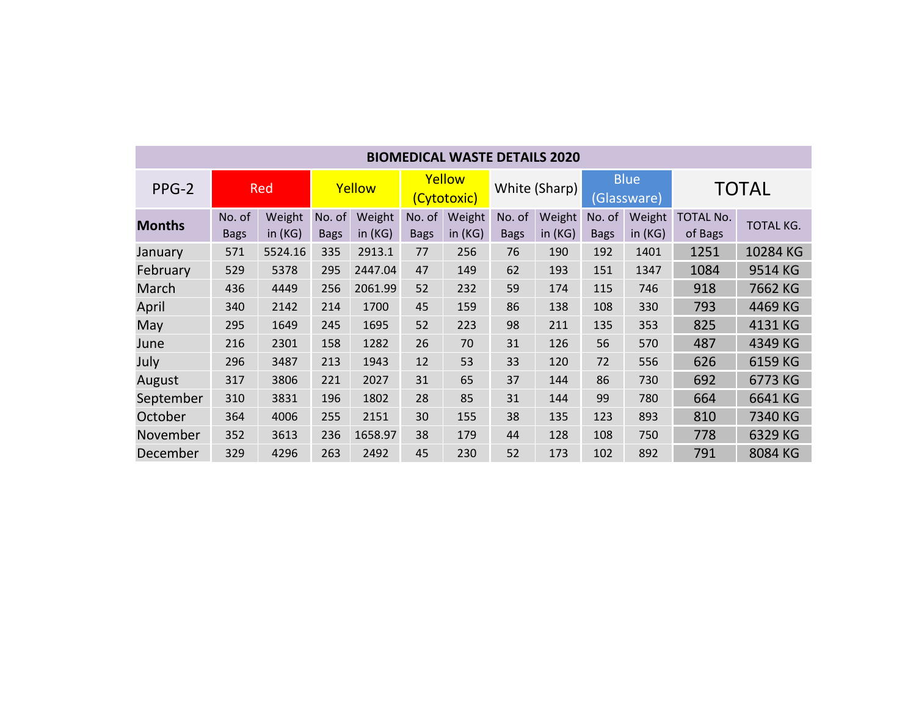| BIOMEDICAL WASTE DETAILS 2020 | | | | | | | | | | | | |
|---|---|---|---|---|---|---|---|---|---|---|---|---|
| PPG-2 | Red | | Yellow | | Yellow (Cytotoxic) | | White (Sharp) | | Blue (Glassware) | | TOTAL | |
| **Months** | No. of Bags | Weight in (KG) | No. of Bags | Weight in (KG) | No. of Bags | Weight in (KG) | No. of Bags | Weight in (KG) | No. of Bags | Weight in (KG) | TOTAL No. of Bags | TOTAL KG. |
| January | 571 | 5524.16 | 335 | 2913.1 | 77 | 256 | 76 | 190 | 192 | 1401 | 1251 | 10284 KG |
| February | 529 | 5378 | 295 | 2447.04 | 47 | 149 | 62 | 193 | 151 | 1347 | 1084 | 9514 KG |
| March | 436 | 4449 | 256 | 2061.99 | 52 | 232 | 59 | 174 | 115 | 746 | 918 | 7662 KG |
| April | 340 | 2142 | 214 | 1700 | 45 | 159 | 86 | 138 | 108 | 330 | 793 | 4469 KG |
| May | 295 | 1649 | 245 | 1695 | 52 | 223 | 98 | 211 | 135 | 353 | 825 | 4131 KG |
| June | 216 | 2301 | 158 | 1282 | 26 | 70 | 31 | 126 | 56 | 570 | 487 | 4349 KG |
| July | 296 | 3487 | 213 | 1943 | 12 | 53 | 33 | 120 | 72 | 556 | 626 | 6159 KG |
| August | 317 | 3806 | 221 | 2027 | 31 | 65 | 37 | 144 | 86 | 730 | 692 | 6773 KG |
| September | 310 | 3831 | 196 | 1802 | 28 | 85 | 31 | 144 | 99 | 780 | 664 | 6641 KG |
| October | 364 | 4006 | 255 | 2151 | 30 | 155 | 38 | 135 | 123 | 893 | 810 | 7340 KG |
| November | 352 | 3613 | 236 | 1658.97 | 38 | 179 | 44 | 128 | 108 | 750 | 778 | 6329 KG |
| December | 329 | 4296 | 263 | 2492 | 45 | 230 | 52 | 173 | 102 | 892 | 791 | 8084 KG |